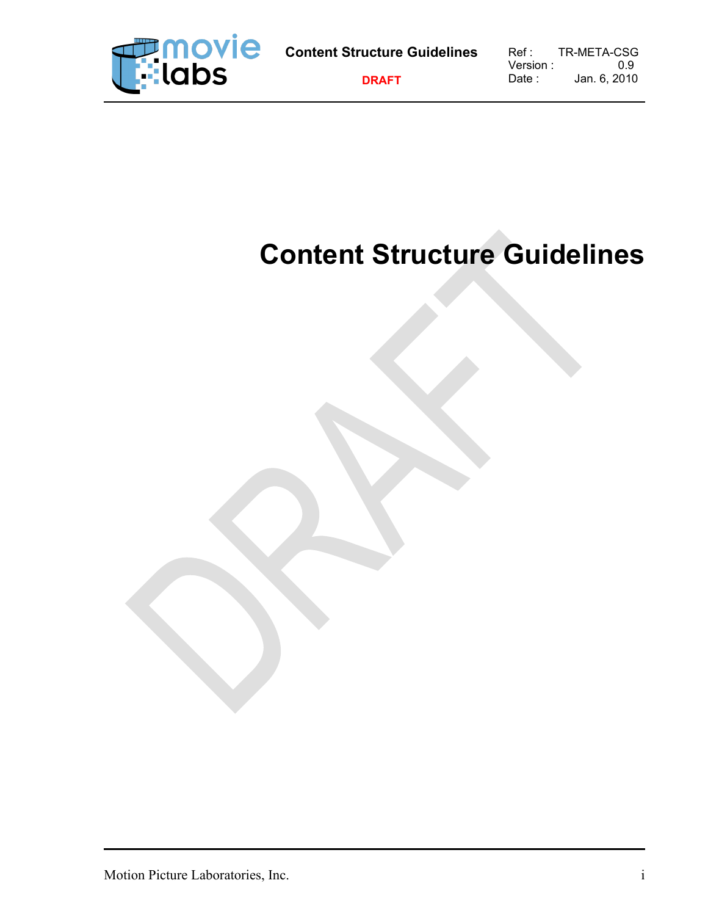# Content Structure Guidelines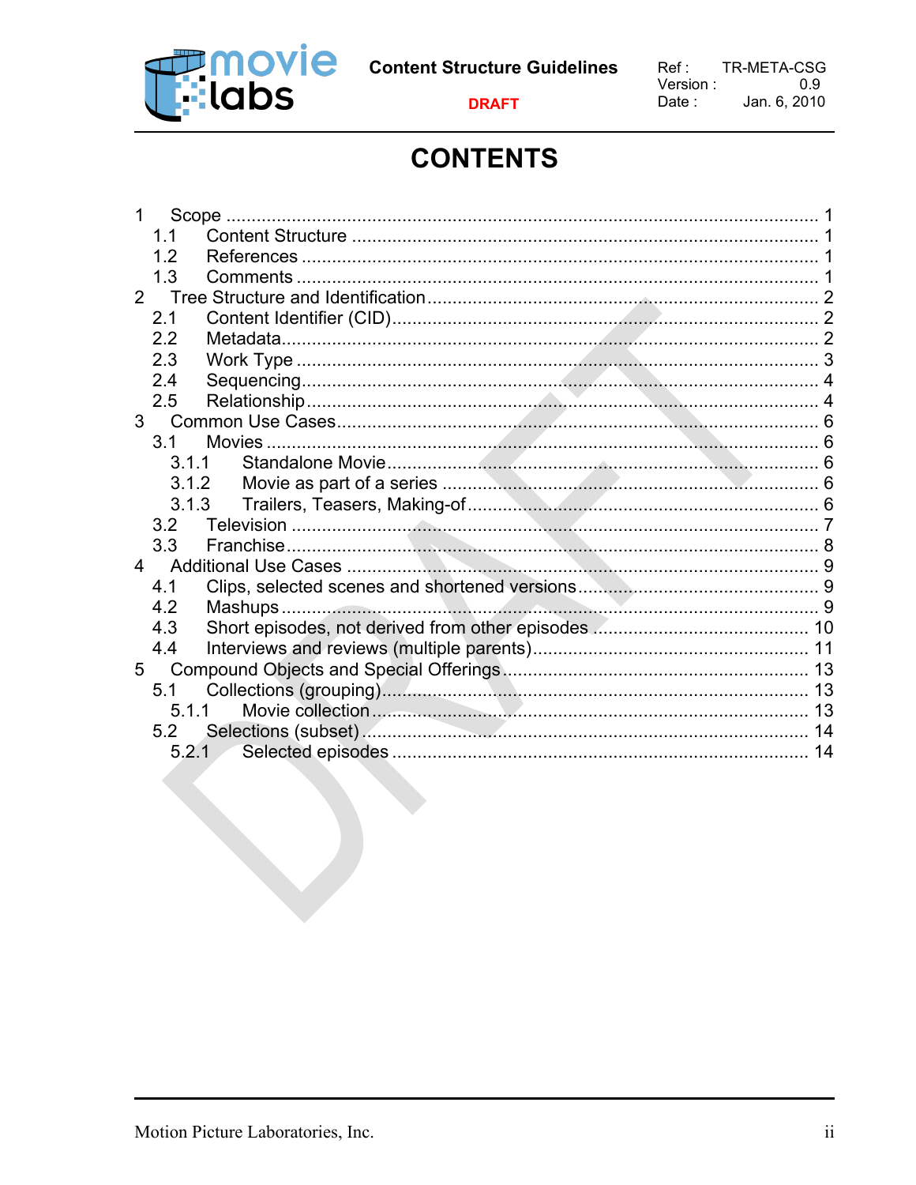# CONTENTS

1 Scope ..................................................................................................... 1
 1.1 Content Structure ............................................................................. 1
 1.2 References ....................................................................................... 1
 1.3 Comments ........................................................................................ 1
2 Tree Structure and Identification ............................................................ 2
 2.1 Content Identifier (CID) ..................................................................... 2
 2.2 Metadata ........................................................................................... 2
 2.3 Work Type ......................................................................................... 3
 2.4 Sequencing ....................................................................................... 4
 2.5 Relationship ...................................................................................... 4
3 Common Use Cases ............................................................................... 6
 3.1 Movies .............................................................................................. 6
  3.1.1 Standalone Movie ....................................................................... 6
  3.1.2 Movie as part of a series ............................................................ 6
  3.1.3 Trailers, Teasers, Making-of ....................................................... 6
 3.2 Television .......................................................................................... 7
 3.3 Franchise ........................................................................................... 8
4 Additional Use Cases .............................................................................. 9
 4.1 Clips, selected scenes and shortened versions ................................ 9
 4.2 Mashups ............................................................................................ 9
 4.3 Short episodes, not derived from other episodes ............................ 10
 4.4 Interviews and reviews (multiple parents) ....................................... 11
5 Compound Objects and Special Offerings ............................................ 13
 5.1 Collections (grouping) ..................................................................... 13
  5.1.1 Movie collection ........................................................................ 13
 5.2 Selections (subset) .......................................................................... 14
  5.2.1 Selected episodes ..................................................................... 14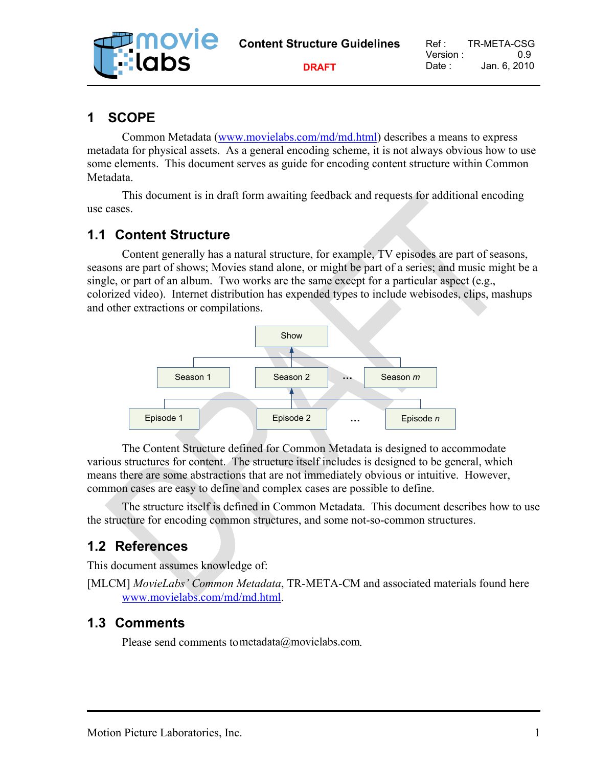# 1 SCOPE

Common Metadata (www.movielabs.com/md/md.html) describes a means to express metadata for physical assets. As a general encoding scheme, it is not always obvious how to use some elements. This document serves as guide for encoding content structure within Common Metadata.

This document is in draft form awaiting feedback and requests for additional encoding use cases.

## 1.1 Content Structure

Content generally has a natural structure, for example, TV episodes are part of seasons, seasons are part of shows; Movies stand alone, or might be part of a series; and music might be a single, or part of an album. Two works are the same except for a particular aspect (e.g., colorized video). Internet distribution has expended types to include webisodes, clips, mashups and other extractions or compilations.

Show

Season 1 | Season 2 | … | Season *m*

Episode 1 | Episode 2 | … | Episode *n*

The Content Structure defined for Common Metadata is designed to accommodate various structures for content. The structure itself includes is designed to be general, which means there are some abstractions that are not immediately obvious or intuitive. However, common cases are easy to define and complex cases are possible to define.

The structure itself is defined in Common Metadata. This document describes how to use the structure for encoding common structures, and some not-so-common structures.

## 1.2 References

This document assumes knowledge of:

[MLCM] *MovieLabs' Common Metadata*, TR-META-CM and associated materials found here www.movielabs.com/md/md.html.

## 1.3 Comments

Please send comments to metadata@movielabs.com.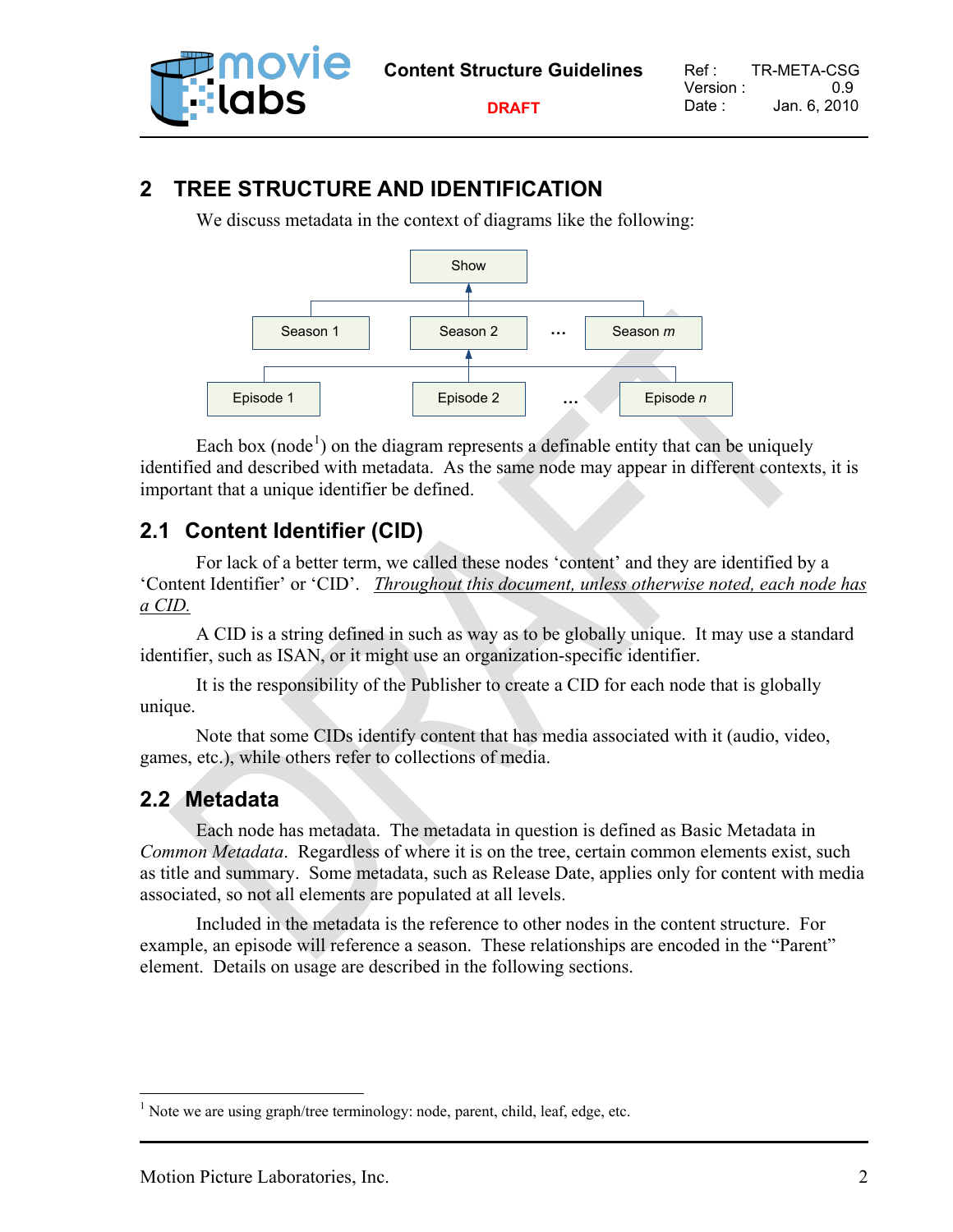## 2 TREE STRUCTURE AND IDENTIFICATION

We discuss metadata in the context of diagrams like the following:

Show

Season 1 | Season 2 | … | Season *m*

Episode 1 | Episode 2 | … | Episode *n*

Each box (node[1]) on the diagram represents a definable entity that can be uniquely identified and described with metadata. As the same node may appear in different contexts, it is important that a unique identifier be defined.

### 2.1 Content Identifier (CID)

For lack of a better term, we called these nodes 'content' and they are identified by a 'Content Identifier' or 'CID'. *Throughout this document, unless otherwise noted, each node has a CID.*

A CID is a string defined in such as way as to be globally unique. It may use a standard identifier, such as ISAN, or it might use an organization-specific identifier.

It is the responsibility of the Publisher to create a CID for each node that is globally unique.

Note that some CIDs identify content that has media associated with it (audio, video, games, etc.), while others refer to collections of media.

### 2.2 Metadata

Each node has metadata. The metadata in question is defined as Basic Metadata in *Common Metadata*. Regardless of where it is on the tree, certain common elements exist, such as title and summary. Some metadata, such as Release Date, applies only for content with media associated, so not all elements are populated at all levels.

Included in the metadata is the reference to other nodes in the content structure. For example, an episode will reference a season. These relationships are encoded in the "Parent" element. Details on usage are described in the following sections.

[1] Note we are using graph/tree terminology: node, parent, child, leaf, edge, etc.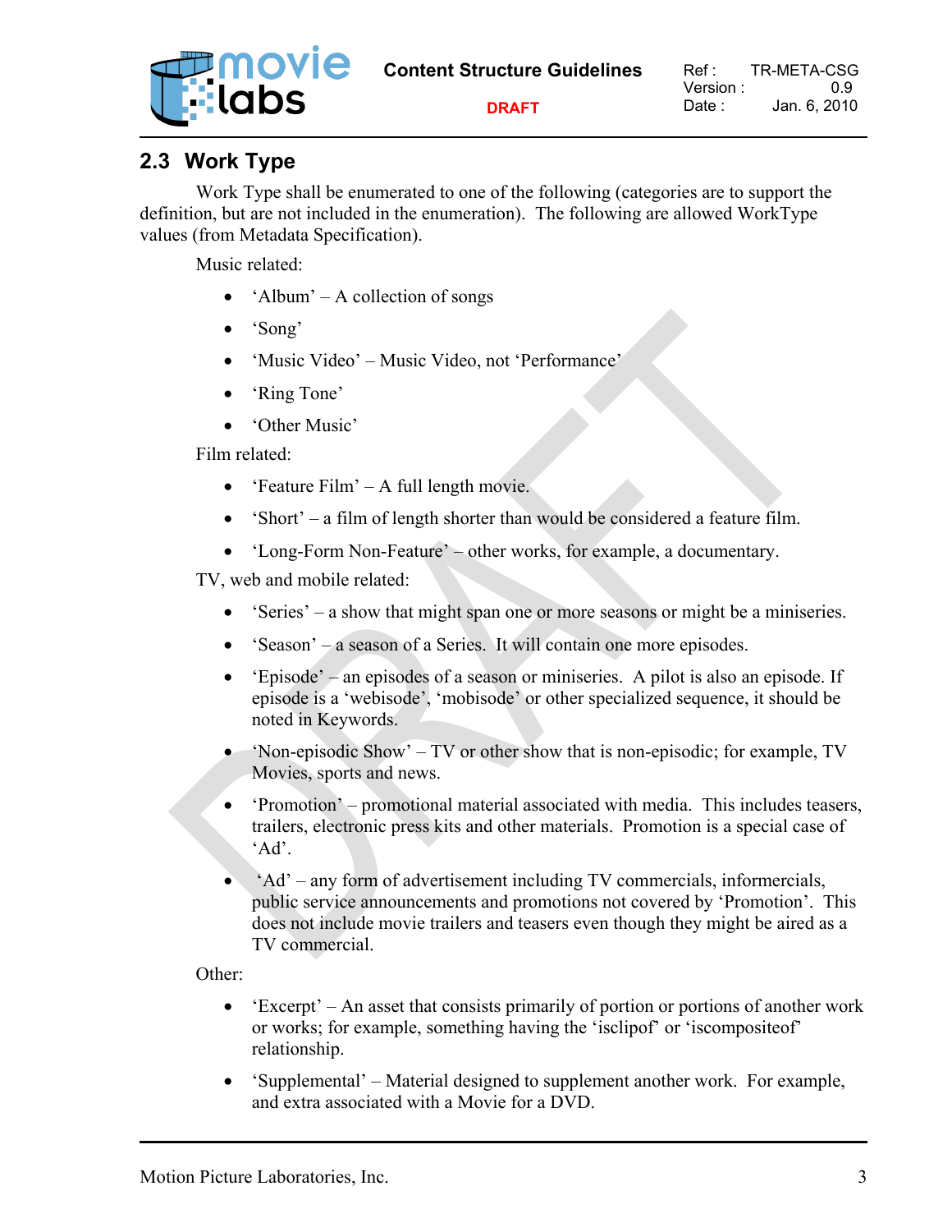## 2.3 Work Type

Work Type shall be enumerated to one of the following (categories are to support the definition, but are not included in the enumeration). The following are allowed WorkType values (from Metadata Specification).

Music related:

- 'Album' – A collection of songs
- 'Song'
- 'Music Video' – Music Video, not 'Performance'
- 'Ring Tone'
- 'Other Music'

Film related:

- 'Feature Film' – A full length movie.
- 'Short' – a film of length shorter than would be considered a feature film.
- 'Long-Form Non-Feature' – other works, for example, a documentary.

TV, web and mobile related:

- 'Series' – a show that might span one or more seasons or might be a miniseries.
- 'Season' – a season of a Series. It will contain one more episodes.
- 'Episode' – an episodes of a season or miniseries. A pilot is also an episode. If episode is a 'webisode', 'mobisode' or other specialized sequence, it should be noted in Keywords.
- 'Non-episodic Show' – TV or other show that is non-episodic; for example, TV Movies, sports and news.
- 'Promotion' – promotional material associated with media. This includes teasers, trailers, electronic press kits and other materials. Promotion is a special case of 'Ad'.
- 'Ad' – any form of advertisement including TV commercials, informercials, public service announcements and promotions not covered by 'Promotion'. This does not include movie trailers and teasers even though they might be aired as a TV commercial.

Other:

- 'Excerpt' – An asset that consists primarily of portion or portions of another work or works; for example, something having the 'isclipof' or 'iscompositeof' relationship.
- 'Supplemental' – Material designed to supplement another work. For example, and extra associated with a Movie for a DVD.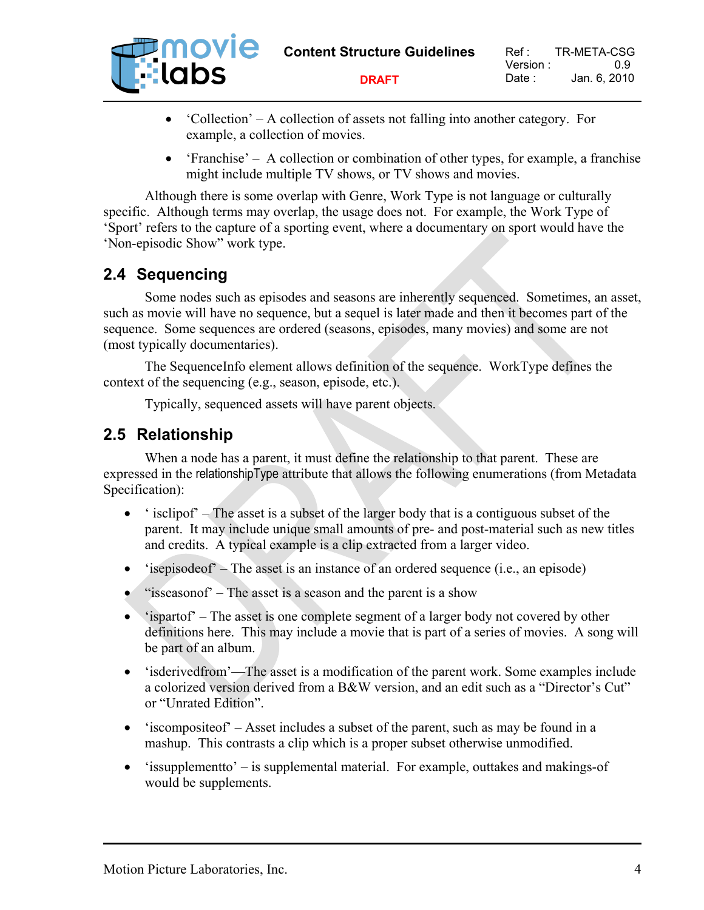- 'Collection' – A collection of assets not falling into another category. For example, a collection of movies.
- 'Franchise' – A collection or combination of other types, for example, a franchise might include multiple TV shows, or TV shows and movies.

Although there is some overlap with Genre, Work Type is not language or culturally specific. Although terms may overlap, the usage does not. For example, the Work Type of 'Sport' refers to the capture of a sporting event, where a documentary on sport would have the 'Non-episodic Show" work type.

## 2.4 Sequencing

Some nodes such as episodes and seasons are inherently sequenced. Sometimes, an asset, such as movie will have no sequence, but a sequel is later made and then it becomes part of the sequence. Some sequences are ordered (seasons, episodes, many movies) and some are not (most typically documentaries).

The SequenceInfo element allows definition of the sequence. WorkType defines the context of the sequencing (e.g., season, episode, etc.).

Typically, sequenced assets will have parent objects.

## 2.5 Relationship

When a node has a parent, it must define the relationship to that parent. These are expressed in the relationshipType attribute that allows the following enumerations (from Metadata Specification):

- ' isclipof' – The asset is a subset of the larger body that is a contiguous subset of the parent. It may include unique small amounts of pre- and post-material such as new titles and credits. A typical example is a clip extracted from a larger video.
- 'isepisodeof' – The asset is an instance of an ordered sequence (i.e., an episode)
- "isseasonof' – The asset is a season and the parent is a show
- 'ispartof' – The asset is one complete segment of a larger body not covered by other definitions here. This may include a movie that is part of a series of movies. A song will be part of an album.
- 'isderivedfrom'—The asset is a modification of the parent work. Some examples include a colorized version derived from a B&W version, and an edit such as a "Director's Cut" or "Unrated Edition".
- 'iscompositeof' – Asset includes a subset of the parent, such as may be found in a mashup. This contrasts a clip which is a proper subset otherwise unmodified.
- 'issupplementto' – is supplemental material. For example, outtakes and makings-of would be supplements.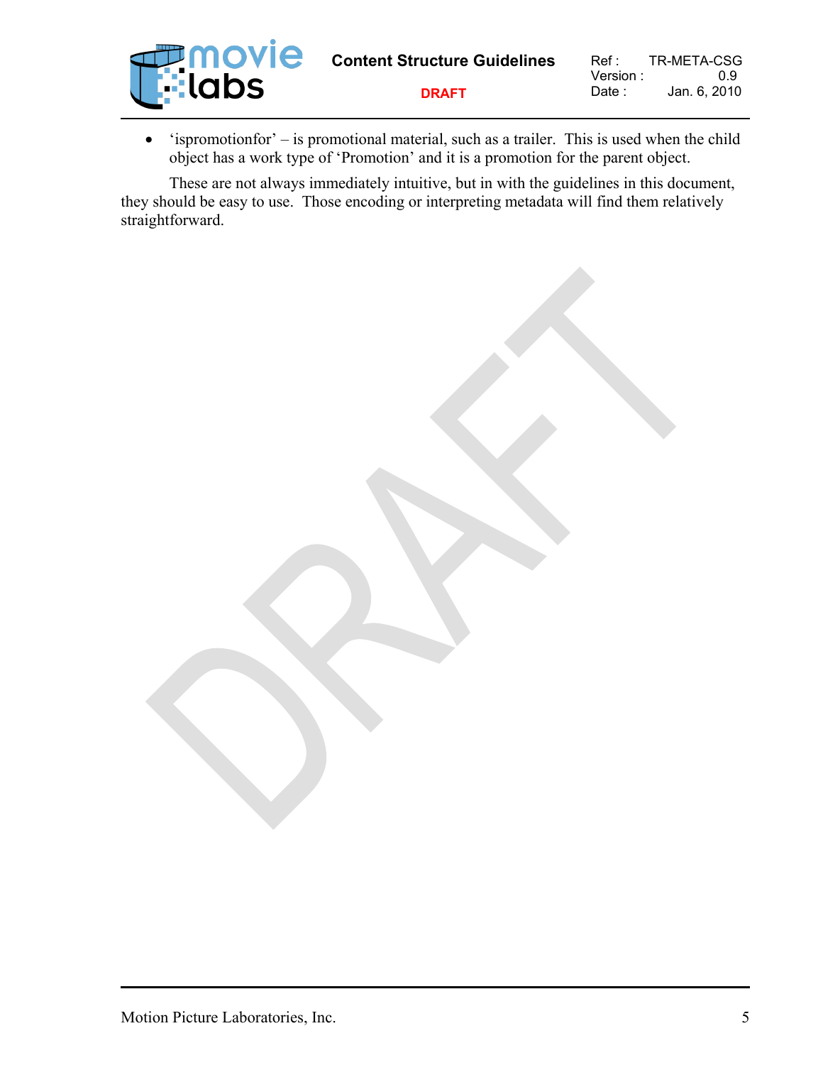- 'ispromotionfor' – is promotional material, such as a trailer. This is used when the child object has a work type of 'Promotion' and it is a promotion for the parent object.

These are not always immediately intuitive, but in with the guidelines in this document, they should be easy to use. Those encoding or interpreting metadata will find them relatively straightforward.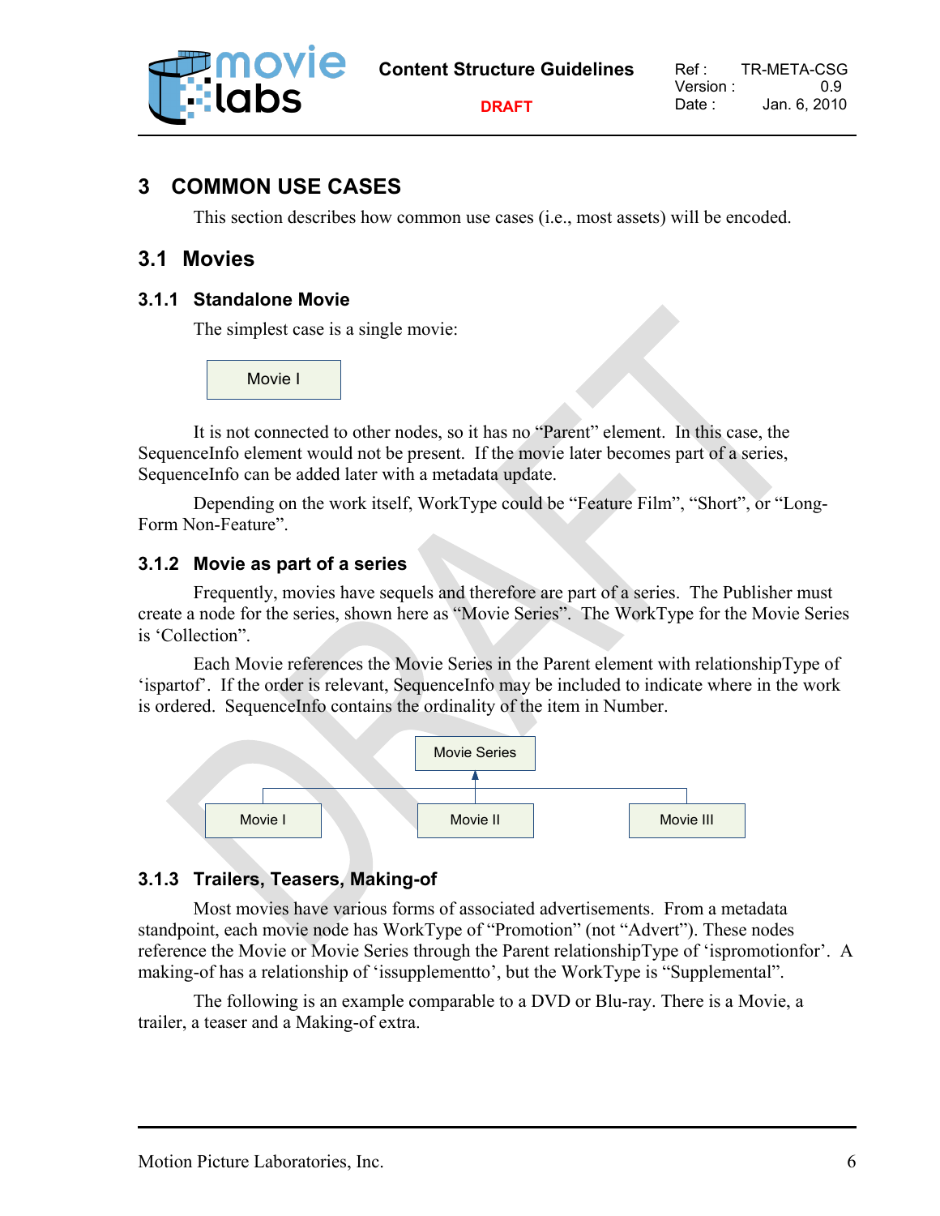# 3 COMMON USE CASES

This section describes how common use cases (i.e., most assets) will be encoded.

## 3.1 Movies

### 3.1.1 Standalone Movie

The simplest case is a single movie:

Movie I

It is not connected to other nodes, so it has no "Parent" element. In this case, the SequenceInfo element would not be present. If the movie later becomes part of a series, SequenceInfo can be added later with a metadata update.

Depending on the work itself, WorkType could be "Feature Film", "Short", or "Long-Form Non-Feature".

### 3.1.2 Movie as part of a series

Frequently, movies have sequels and therefore are part of a series. The Publisher must create a node for the series, shown here as "Movie Series". The WorkType for the Movie Series is 'Collection".

Each Movie references the Movie Series in the Parent element with relationshipType of 'ispartof'. If the order is relevant, SequenceInfo may be included to indicate where in the work is ordered. SequenceInfo contains the ordinality of the item in Number.

Movie Series

Movie I    Movie II    Movie III

### 3.1.3 Trailers, Teasers, Making-of

Most movies have various forms of associated advertisements. From a metadata standpoint, each movie node has WorkType of "Promotion" (not "Advert"). These nodes reference the Movie or Movie Series through the Parent relationshipType of 'ispromotionfor'. A making-of has a relationship of 'issupplementto', but the WorkType is "Supplemental".

The following is an example comparable to a DVD or Blu-ray. There is a Movie, a trailer, a teaser and a Making-of extra.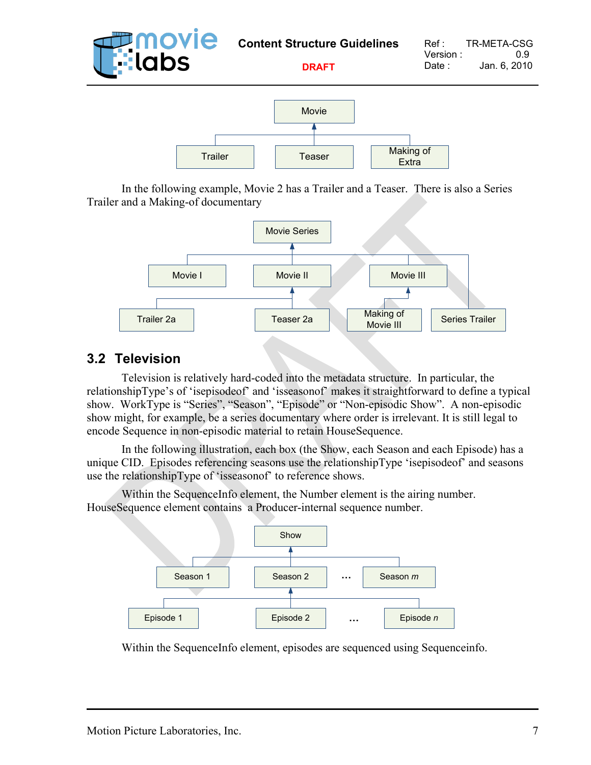In the following example, Movie 2 has a Trailer and a Teaser. There is also a Series Trailer and a Making-of documentary

## 3.2 Television

Television is relatively hard-coded into the metadata structure. In particular, the relationshipType's of 'isepisodeof' and 'isseasonof' makes it straightforward to define a typical show. WorkType is "Series", "Season", "Episode" or "Non-episodic Show". A non-episodic show might, for example, be a series documentary where order is irrelevant. It is still legal to encode Sequence in non-episodic material to retain HouseSequence.

In the following illustration, each box (the Show, each Season and each Episode) has a unique CID. Episodes referencing seasons use the relationshipType 'isepisodeof' and seasons use the relationshipType of 'isseasonof' to reference shows.

Within the SequenceInfo element, the Number element is the airing number. HouseSequence element contains a Producer-internal sequence number.

Within the SequenceInfo element, episodes are sequenced using Sequenceinfo.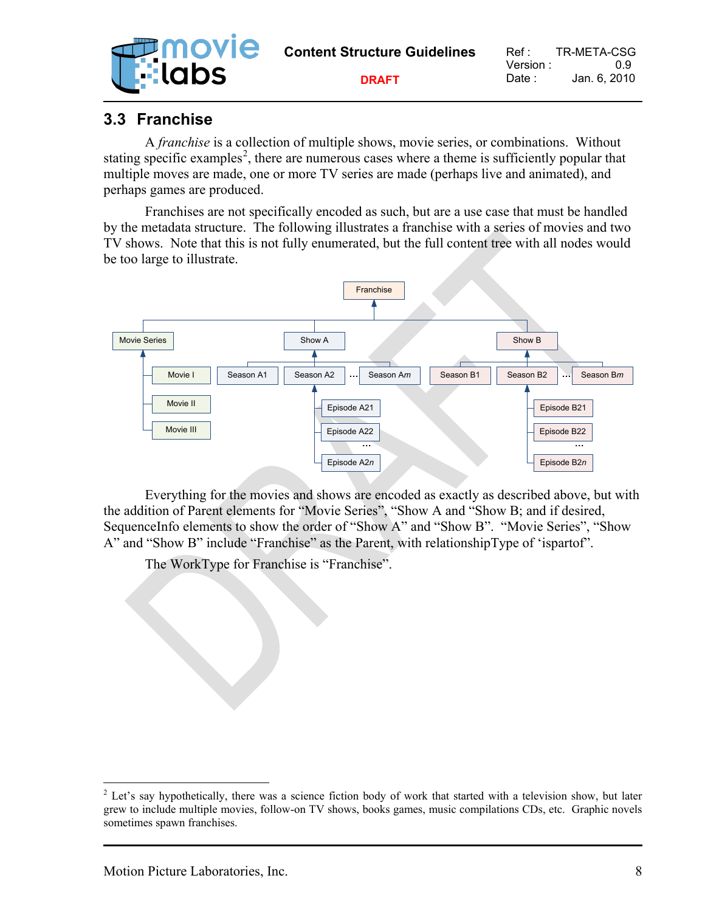## 3.3 Franchise

A *franchise* is a collection of multiple shows, movie series, or combinations. Without stating specific examples[2], there are numerous cases where a theme is sufficiently popular that multiple moves are made, one or more TV series are made (perhaps live and animated), and perhaps games are produced.

Franchises are not specifically encoded as such, but are a use case that must be handled by the metadata structure. The following illustrates a franchise with a series of movies and two TV shows. Note that this is not fully enumerated, but the full content tree with all nodes would be too large to illustrate.

Everything for the movies and shows are encoded as exactly as described above, but with the addition of Parent elements for "Movie Series", "Show A and "Show B; and if desired, SequenceInfo elements to show the order of "Show A" and "Show B". "Movie Series", "Show A" and "Show B" include "Franchise" as the Parent, with relationshipType of 'ispartof".

The WorkType for Franchise is "Franchise".

[2] Let's say hypothetically, there was a science fiction body of work that started with a television show, but later grew to include multiple movies, follow-on TV shows, books games, music compilations CDs, etc. Graphic novels sometimes spawn franchises.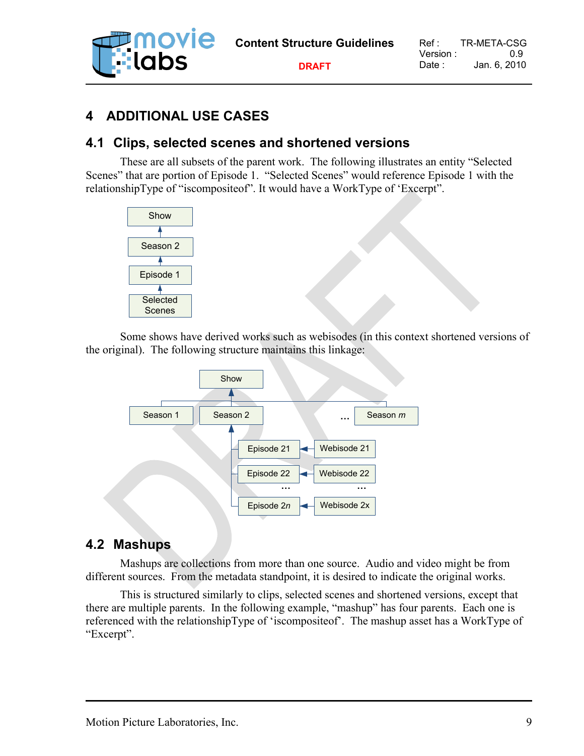# 4 ADDITIONAL USE CASES

## 4.1 Clips, selected scenes and shortened versions

These are all subsets of the parent work. The following illustrates an entity “Selected Scenes” that are portion of Episode 1. “Selected Scenes” would reference Episode 1 with the relationshipType of “iscompositeof”. It would have a WorkType of ‘Excerpt”.

Some shows have derived works such as webisodes (in this context shortened versions of the original). The following structure maintains this linkage:

## 4.2 Mashups

Mashups are collections from more than one source. Audio and video might be from different sources. From the metadata standpoint, it is desired to indicate the original works.

This is structured similarly to clips, selected scenes and shortened versions, except that there are multiple parents. In the following example, “mashup” has four parents. Each one is referenced with the relationshipType of ‘iscompositeof’. The mashup asset has a WorkType of “Excerpt”.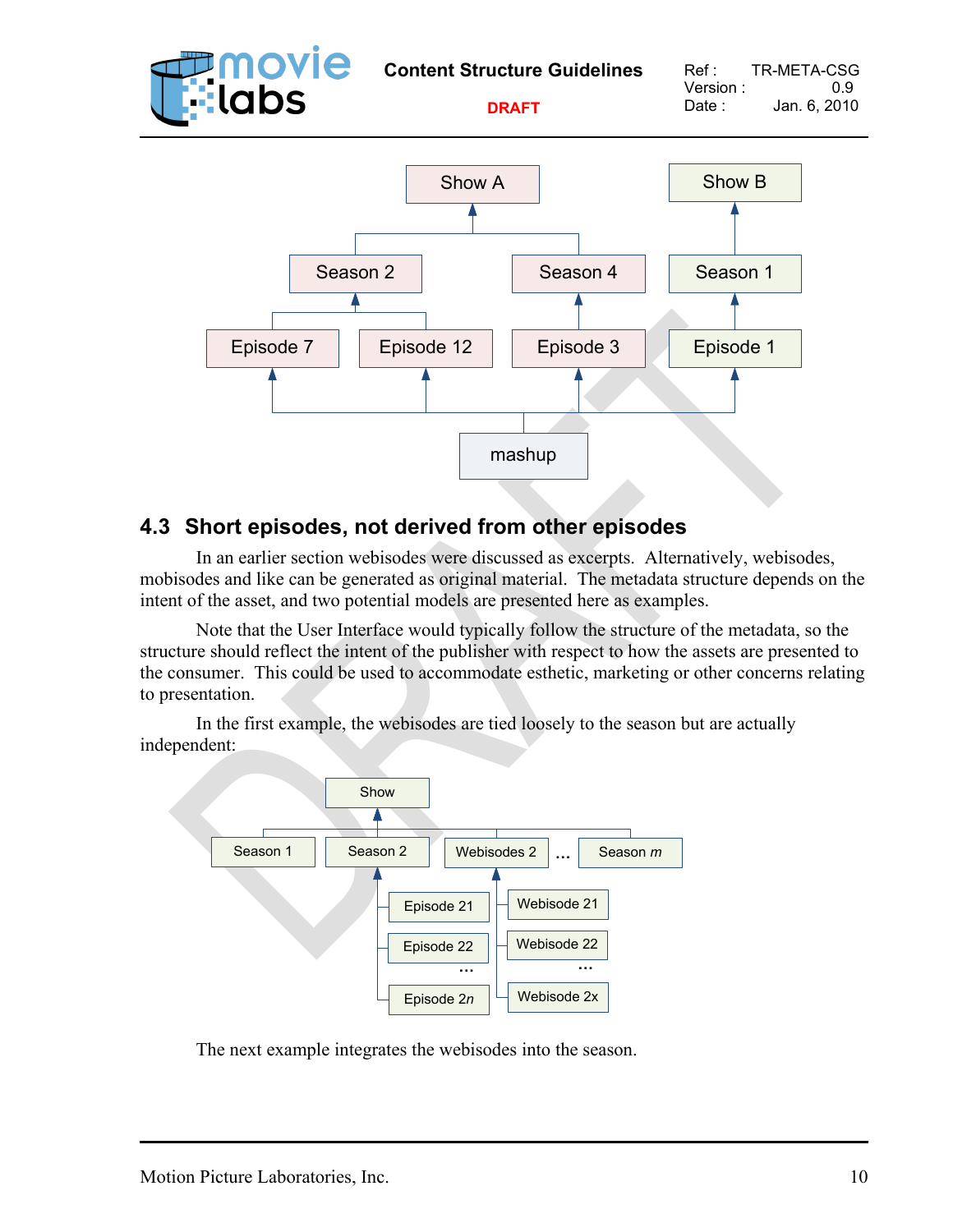## 4.3 Short episodes, not derived from other episodes

In an earlier section webisodes were discussed as excerpts. Alternatively, webisodes, mobisodes and like can be generated as original material. The metadata structure depends on the intent of the asset, and two potential models are presented here as examples.

Note that the User Interface would typically follow the structure of the metadata, so the structure should reflect the intent of the publisher with respect to how the assets are presented to the consumer. This could be used to accommodate esthetic, marketing or other concerns relating to presentation.

In the first example, the webisodes are tied loosely to the season but are actually independent:

The next example integrates the webisodes into the season.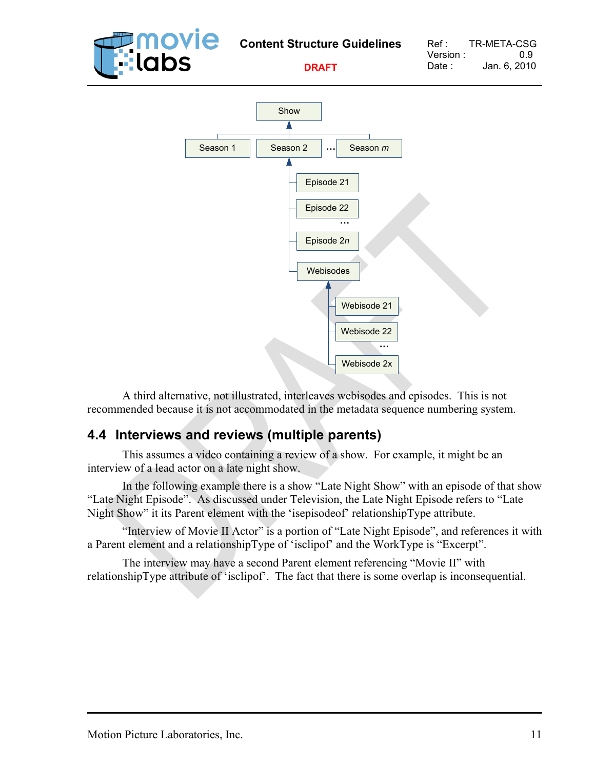A third alternative, not illustrated, interleaves webisodes and episodes. This is not recommended because it is not accommodated in the metadata sequence numbering system.

## 4.4 Interviews and reviews (multiple parents)

This assumes a video containing a review of a show. For example, it might be an interview of a lead actor on a late night show.

In the following example there is a show "Late Night Show" with an episode of that show "Late Night Episode". As discussed under Television, the Late Night Episode refers to "Late Night Show" it its Parent element with the 'isepisodeof' relationshipType attribute.

"Interview of Movie II Actor" is a portion of "Late Night Episode", and references it with a Parent element and a relationshipType of 'isclipof' and the WorkType is "Excerpt".

The interview may have a second Parent element referencing "Movie II" with relationshipType attribute of 'isclipof'. The fact that there is some overlap is inconsequential.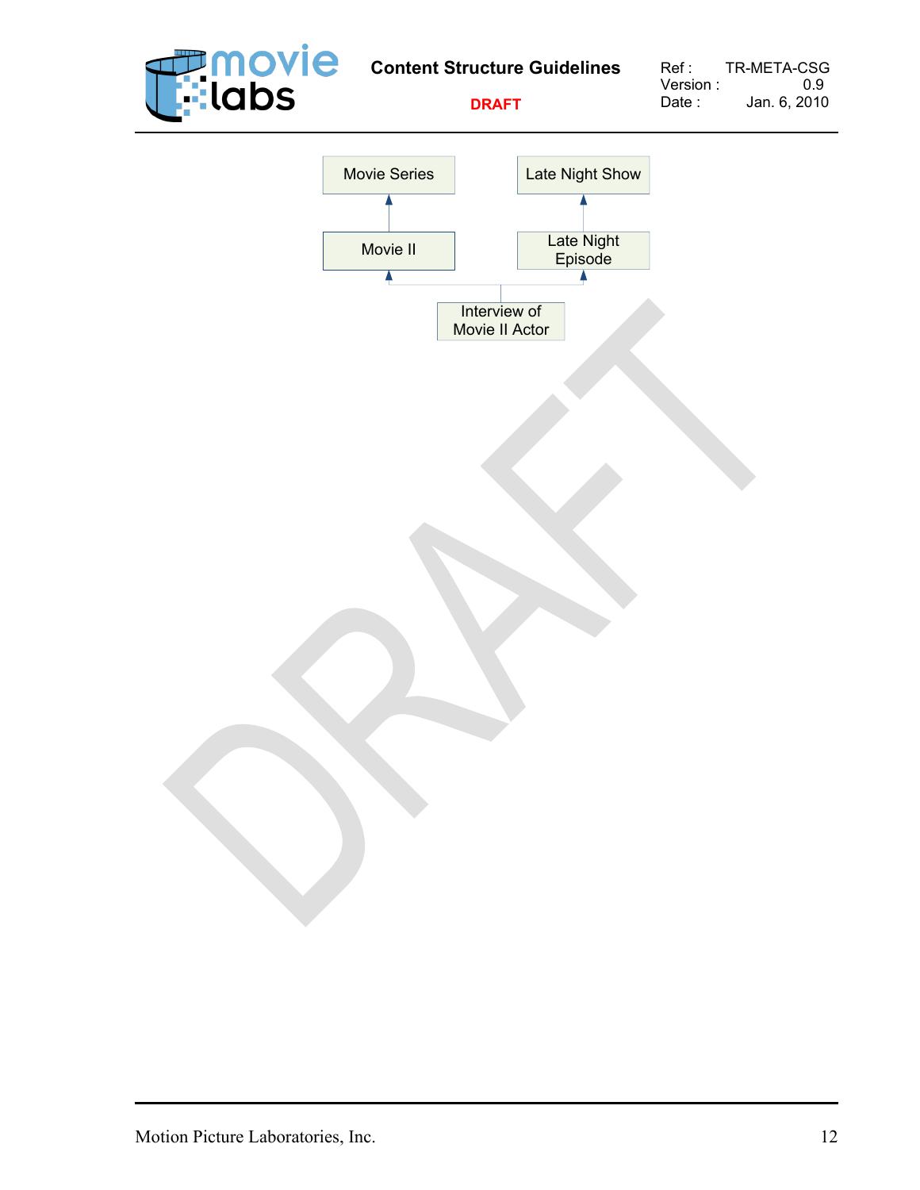Movie Series

Late Night Show

Movie II

Late Night Episode

Interview of Movie II Actor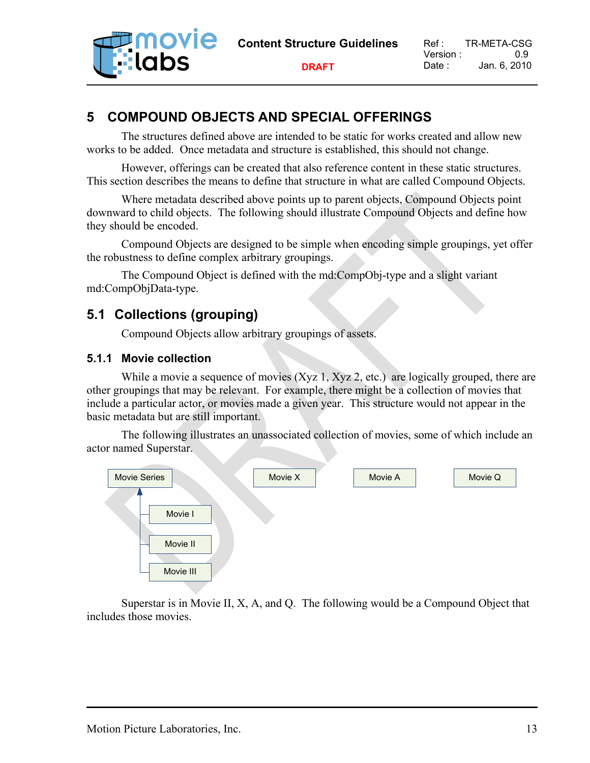# 5 COMPOUND OBJECTS AND SPECIAL OFFERINGS

The structures defined above are intended to be static for works created and allow new works to be added. Once metadata and structure is established, this should not change.

However, offerings can be created that also reference content in these static structures. This section describes the means to define that structure in what are called Compound Objects.

Where metadata described above points up to parent objects, Compound Objects point downward to child objects. The following should illustrate Compound Objects and define how they should be encoded.

Compound Objects are designed to be simple when encoding simple groupings, yet offer the robustness to define complex arbitrary groupings.

The Compound Object is defined with the md:CompObj-type and a slight variant md:CompObjData-type.

## 5.1 Collections (grouping)

Compound Objects allow arbitrary groupings of assets.

### 5.1.1 Movie collection

While a movie a sequence of movies (Xyz 1, Xyz 2, etc.) are logically grouped, there are other groupings that may be relevant. For example, there might be a collection of movies that include a particular actor, or movies made a given year. This structure would not appear in the basic metadata but are still important.

The following illustrates an unassociated collection of movies, some of which include an actor named Superstar.

Movie Series

Movie I

Movie II

Movie III

Movie X

Movie A

Movie Q

Superstar is in Movie II, X, A, and Q. The following would be a Compound Object that includes those movies.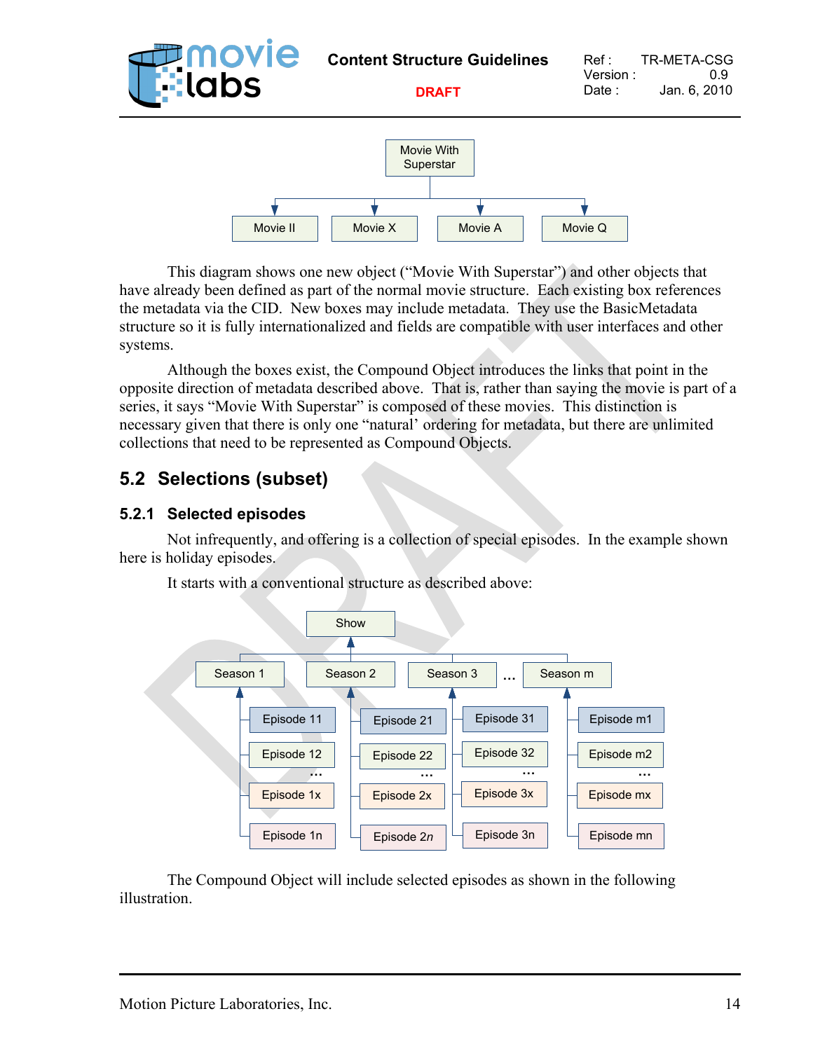This diagram shows one new object ("Movie With Superstar") and other objects that have already been defined as part of the normal movie structure. Each existing box references the metadata via the CID. New boxes may include metadata. They use the BasicMetadata structure so it is fully internationalized and fields are compatible with user interfaces and other systems.

Although the boxes exist, the Compound Object introduces the links that point in the opposite direction of metadata described above. That is, rather than saying the movie is part of a series, it says "Movie With Superstar" is composed of these movies. This distinction is necessary given that there is only one "natural' ordering for metadata, but there are unlimited collections that need to be represented as Compound Objects.

## 5.2 Selections (subset)

### 5.2.1 Selected episodes

Not infrequently, and offering is a collection of special episodes. In the example shown here is holiday episodes.

It starts with a conventional structure as described above:

The Compound Object will include selected episodes as shown in the following illustration.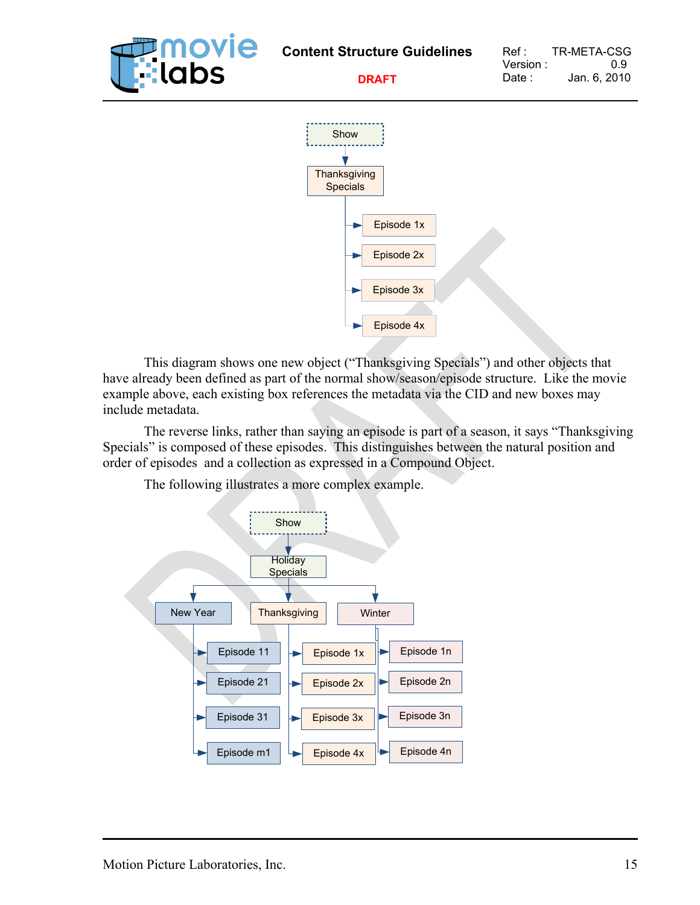This diagram shows one new object (“Thanksgiving Specials”) and other objects that have already been defined as part of the normal show/season/episode structure. Like the movie example above, each existing box references the metadata via the CID and new boxes may include metadata.

The reverse links, rather than saying an episode is part of a season, it says “Thanksgiving Specials” is composed of these episodes. This distinguishes between the natural position and order of episodes and a collection as expressed in a Compound Object.

The following illustrates a more complex example.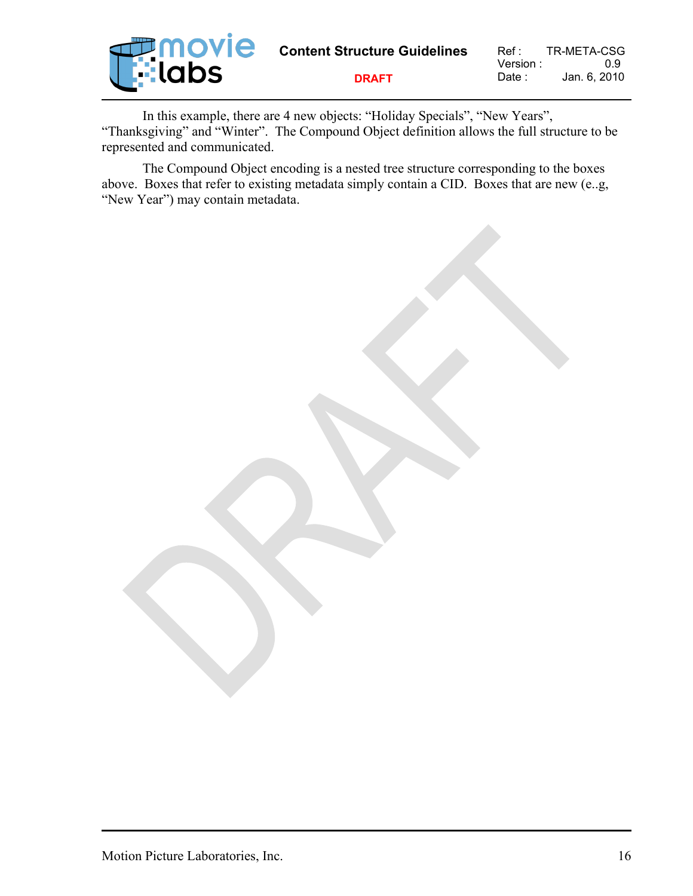In this example, there are 4 new objects: "Holiday Specials", "New Years", "Thanksgiving" and "Winter". The Compound Object definition allows the full structure to be represented and communicated.

The Compound Object encoding is a nested tree structure corresponding to the boxes above. Boxes that refer to existing metadata simply contain a CID. Boxes that are new (e..g, "New Year") may contain metadata.